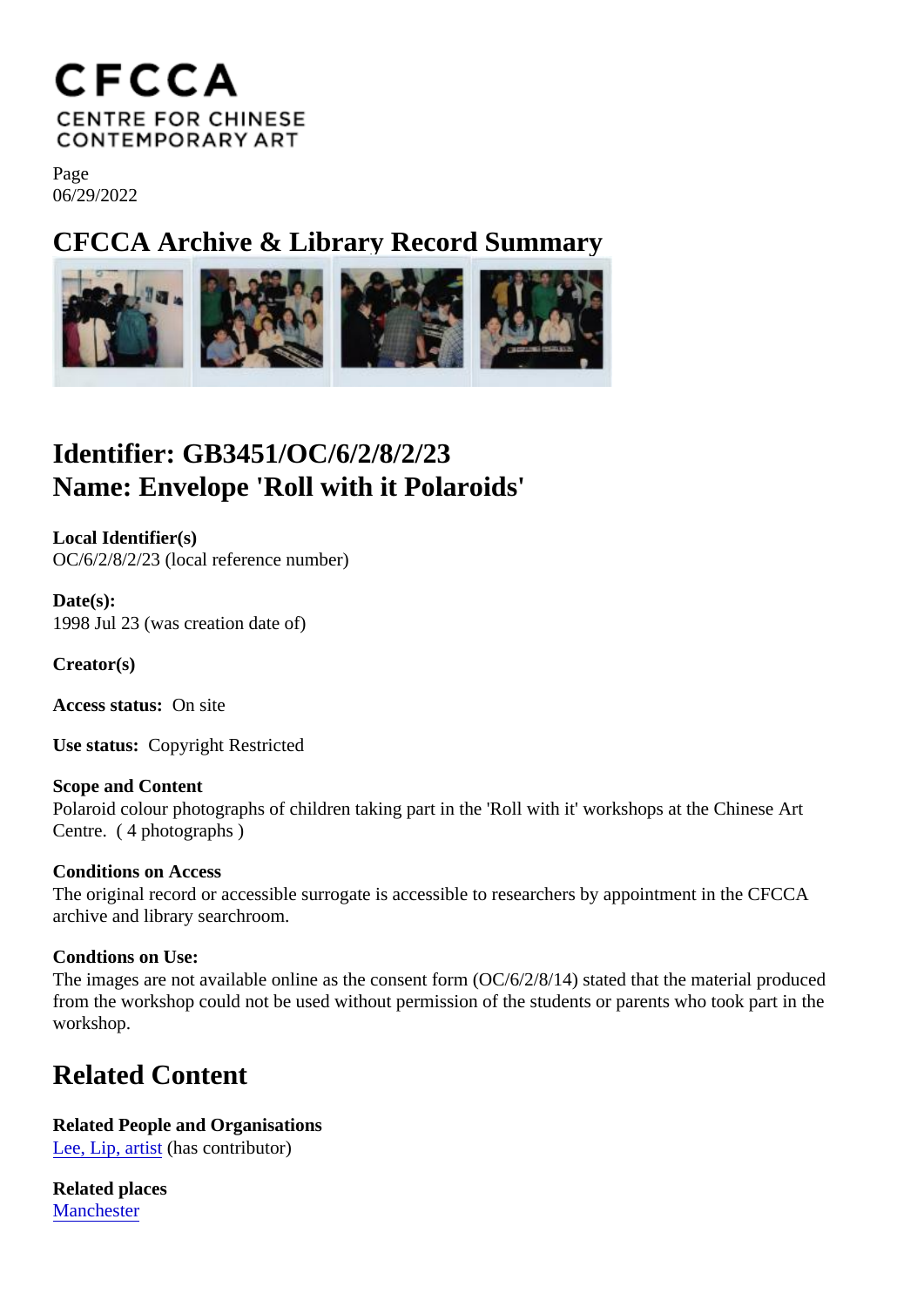CFCCA

CENTRE FOR CHINESE CONTEMPORARY ART

Page
06/29/2022

# CFCCA Archive & Library Record Summary

## Identifier: GB3451/OC/6/2/8/2/23
## Name: Envelope 'Roll with it Polaroids'

**Local Identifier(s)**
OC/6/2/8/2/23 (local reference number)

**Date(s):**
1998 Jul 23 (was creation date of)

**Creator(s)**

**Access status:** On site

**Use status:** Copyright Restricted

**Scope and Content**
Polaroid colour photographs of children taking part in the 'Roll with it' workshops at the Chinese Art Centre. ( 4 photographs )

**Conditions on Access**
The original record or accessible surrogate is accessible to researchers by appointment in the CFCCA archive and library searchroom.

**Condtions on Use:**
The images are not available online as the consent form (OC/6/2/8/14) stated that the material produced from the workshop could not be used without permission of the students or parents who took part in the workshop.

## Related Content

**Related People and Organisations**
Lee, Lip, artist (has contributor)

**Related places**
Manchester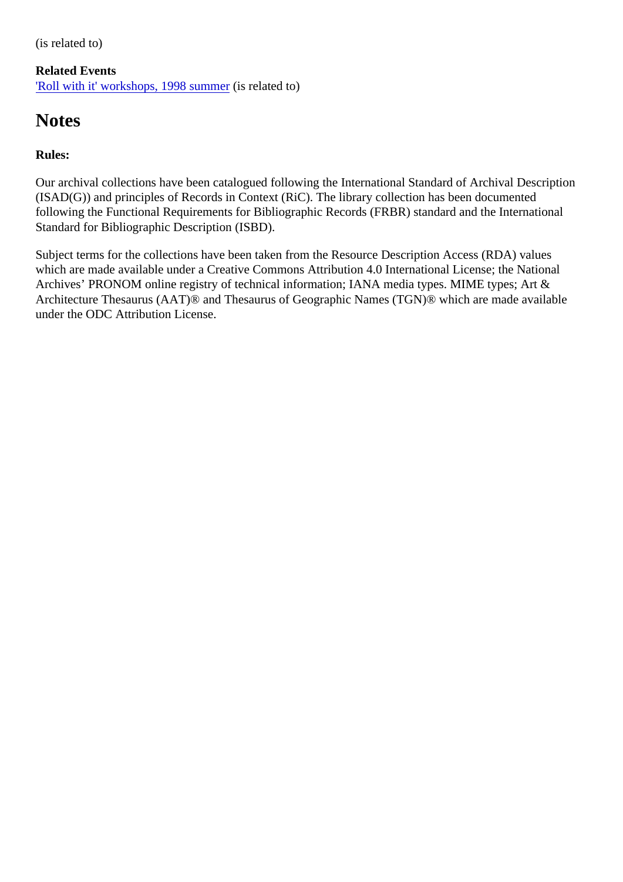(is related to)

**Related Events**
'Roll with it' workshops, 1998 summer (is related to)

# Notes

**Rules:**

Our archival collections have been catalogued following the International Standard of Archival Description (ISAD(G)) and principles of Records in Context (RiC). The library collection has been documented following the Functional Requirements for Bibliographic Records (FRBR) standard and the International Standard for Bibliographic Description (ISBD).

Subject terms for the collections have been taken from the Resource Description Access (RDA) values which are made available under a Creative Commons Attribution 4.0 International License; the National Archives' PRONOM online registry of technical information; IANA media types. MIME types; Art & Architecture Thesaurus (AAT)® and Thesaurus of Geographic Names (TGN)® which are made available under the ODC Attribution License.